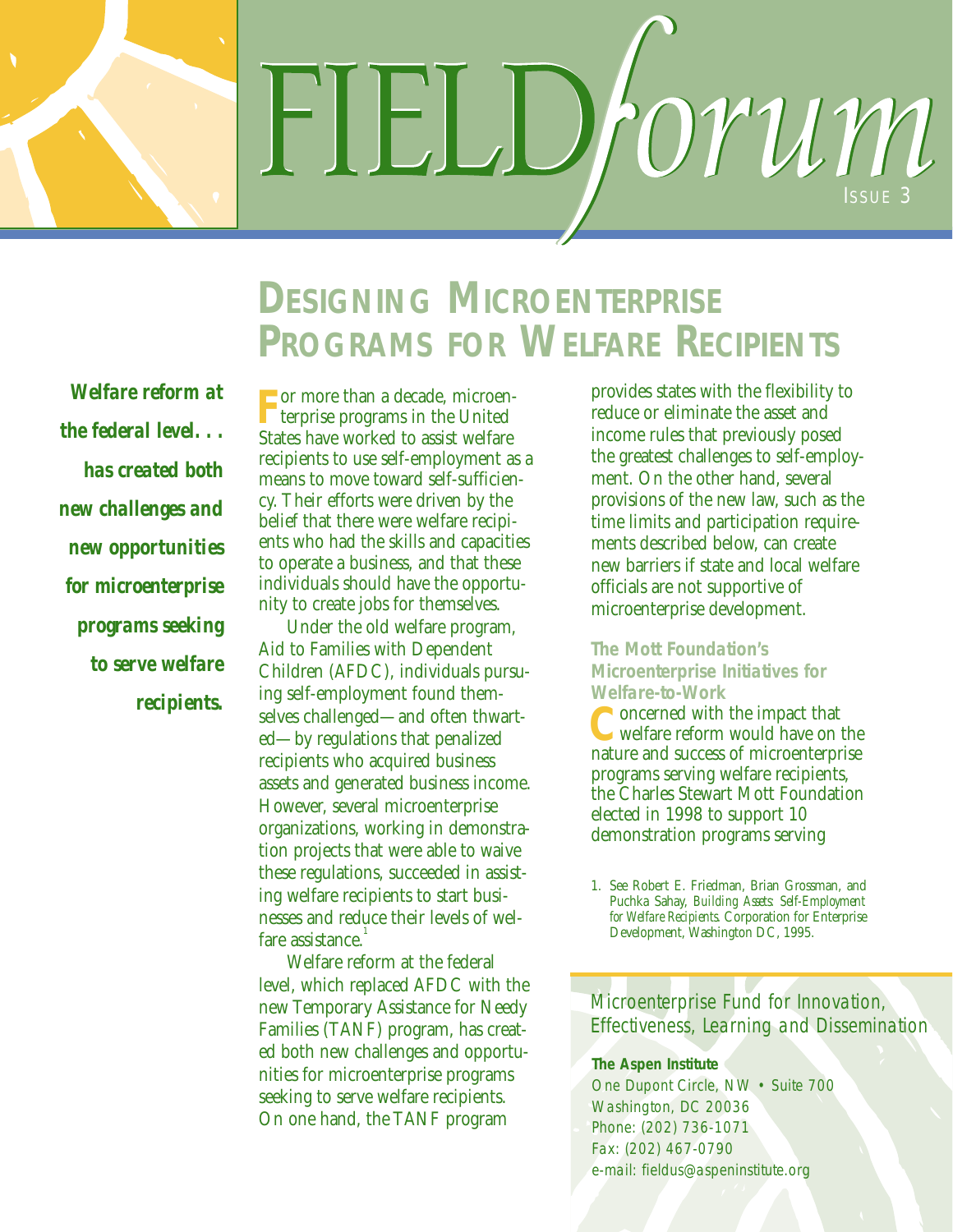# FIELDforum

ISSUE 3

# DESIGNING MICROENTERPRISE PROGRAMS FOR WELFARE RECIPIENTS

***Welfare reform at the federal level. . . has created both new challenges and new opportunities for microenterprise programs seeking to serve welfare recipients.***

For more than a decade, microenterprise programs in the United States have worked to assist welfare recipients to use self-employment as a means to move toward self-sufficiency. Their efforts were driven by the belief that there were welfare recipients who had the skills and capacities to operate a business, and that these individuals should have the opportunity to create jobs for themselves.

Under the old welfare program, Aid to Families with Dependent Children (AFDC), individuals pursuing self-employment found themselves challenged—and often thwarted—by regulations that penalized recipients who acquired business assets and generated business income. However, several microenterprise organizations, working in demonstration projects that were able to waive these regulations, succeeded in assisting welfare recipients to start businesses and reduce their levels of welfare assistance.[1]

Welfare reform at the federal level, which replaced AFDC with the new Temporary Assistance for Needy Families (TANF) program, has created both new challenges and opportunities for microenterprise programs seeking to serve welfare recipients. On one hand, the TANF program provides states with the flexibility to reduce or eliminate the asset and income rules that previously posed the greatest challenges to self-employment. On the other hand, several provisions of the new law, such as the time limits and participation requirements described below, can create new barriers if state and local welfare officials are not supportive of microenterprise development.

### The Mott Foundation's Microenterprise Initiatives for Welfare-to-Work

Concerned with the impact that welfare reform would have on the nature and success of microenterprise programs serving welfare recipients, the Charles Stewart Mott Foundation elected in 1998 to support 10 demonstration programs serving

1. See Robert E. Friedman, Brian Grossman, and Puchka Sahay, *Building Assets: Self-Employment for Welfare Recipients.* Corporation for Enterprise Development, Washington DC, 1995.

*Microenterprise Fund for Innovation, Effectiveness, Learning and Dissemination*

**The Aspen Institute**
One Dupont Circle, NW • Suite 700
Washington, DC 20036
Phone: (202) 736-1071
Fax: (202) 467-0790
e-mail: fieldus@aspeninstitute.org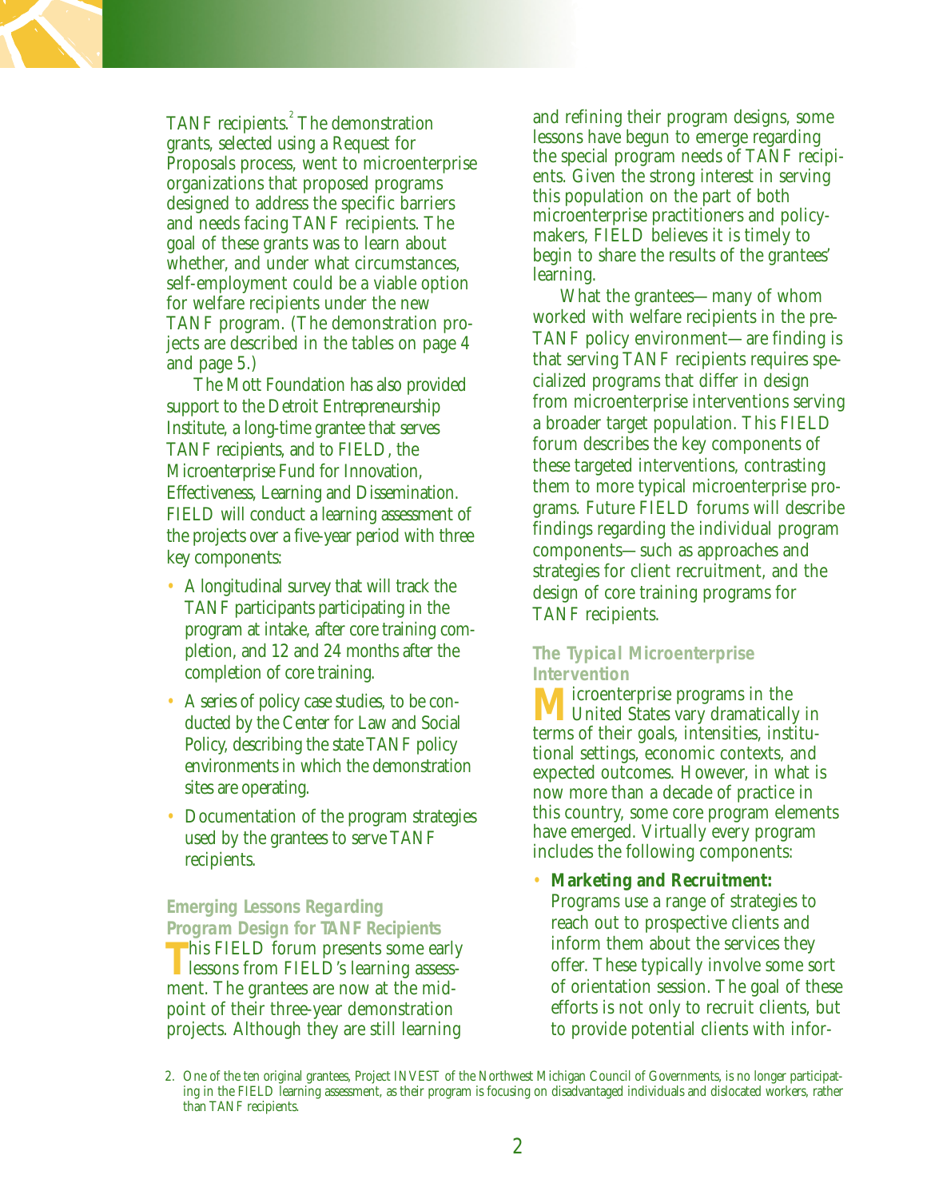TANF recipients.[2] The demonstration grants, selected using a Request for Proposals process, went to microenterprise organizations that proposed programs designed to address the specific barriers and needs facing TANF recipients. The goal of these grants was to learn about whether, and under what circumstances, self-employment could be a viable option for welfare recipients under the new TANF program. (The demonstration projects are described in the tables on page 4 and page 5.)

The Mott Foundation has also provided support to the Detroit Entrepreneurship Institute, a long-time grantee that serves TANF recipients, and to FIELD, the Microenterprise Fund for Innovation, Effectiveness, Learning and Dissemination. FIELD will conduct a learning assessment of the projects over a five-year period with three key components:

- A longitudinal survey that will track the TANF participants participating in the program at intake, after core training completion, and 12 and 24 months after the completion of core training.
- A series of policy case studies, to be conducted by the Center for Law and Social Policy, describing the state TANF policy environments in which the demonstration sites are operating.
- Documentation of the program strategies used by the grantees to serve TANF recipients.

### Emerging Lessons Regarding Program Design for TANF Recipients

This FIELD forum presents some early lessons from FIELD's learning assessment. The grantees are now at the midpoint of their three-year demonstration projects. Although they are still learning and refining their program designs, some lessons have begun to emerge regarding the special program needs of TANF recipients. Given the strong interest in serving this population on the part of both microenterprise practitioners and policymakers, FIELD believes it is timely to begin to share the results of the grantees' learning.

What the grantees—many of whom worked with welfare recipients in the pre-TANF policy environment—are finding is that serving TANF recipients requires specialized programs that differ in design from microenterprise interventions serving a broader target population. This FIELD forum describes the key components of these targeted interventions, contrasting them to more typical microenterprise programs. Future FIELD forums will describe findings regarding the individual program components—such as approaches and strategies for client recruitment, and the design of core training programs for TANF recipients.

### The Typical Microenterprise Intervention

Microenterprise programs in the United States vary dramatically in terms of their goals, intensities, institutional settings, economic contexts, and expected outcomes. However, in what is now more than a decade of practice in this country, some core program elements have emerged. Virtually every program includes the following components:

- **Marketing and Recruitment:** Programs use a range of strategies to reach out to prospective clients and inform them about the services they offer. These typically involve some sort of orientation session. The goal of these efforts is not only to recruit clients, but to provide potential clients with infor-

---

2. One of the ten original grantees, Project INVEST of the Northwest Michigan Council of Governments, is no longer participating in the FIELD learning assessment, as their program is focusing on disadvantaged individuals and dislocated workers, rather than TANF recipients.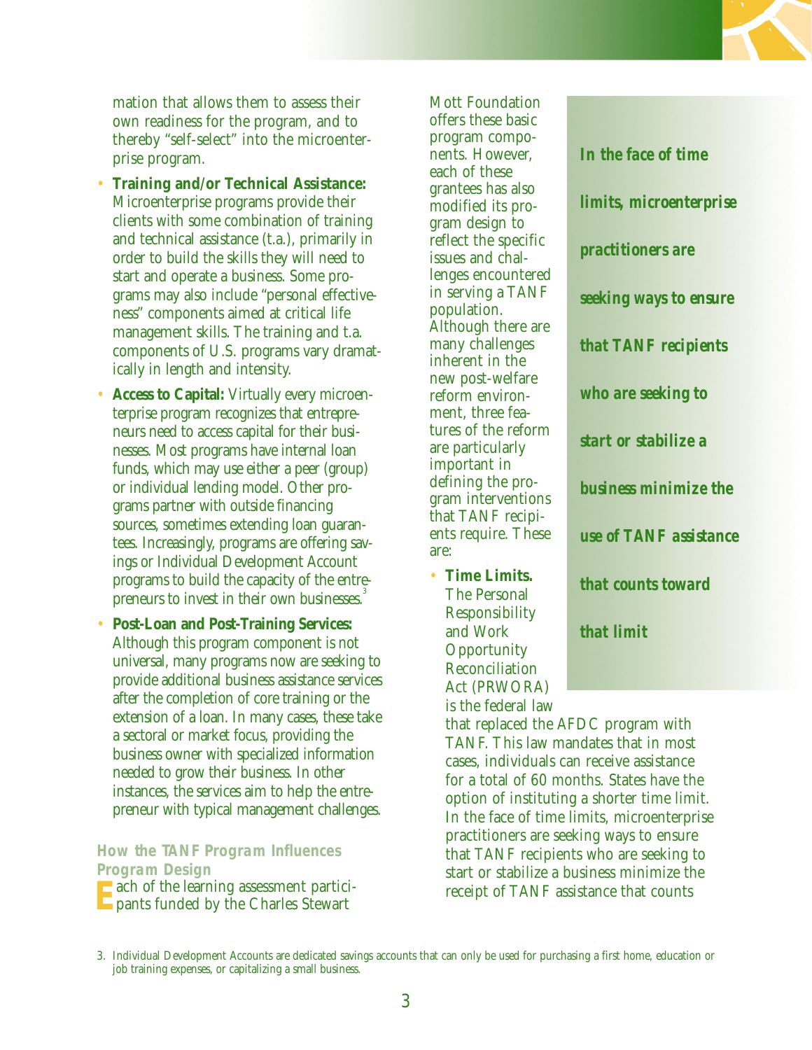mation that allows them to assess their own readiness for the program, and to thereby "self-select" into the microenterprise program.

- **Training and/or Technical Assistance:** Microenterprise programs provide their clients with some combination of training and technical assistance (t.a.), primarily in order to build the skills they will need to start and operate a business. Some programs may also include "personal effectiveness" components aimed at critical life management skills. The training and t.a. components of U.S. programs vary dramatically in length and intensity.
- **Access to Capital:** Virtually every microenterprise program recognizes that entrepreneurs need to access capital for their businesses. Most programs have internal loan funds, which may use either a peer (group) or individual lending model. Other programs partner with outside financing sources, sometimes extending loan guarantees. Increasingly, programs are offering savings or Individual Development Account programs to build the capacity of the entrepreneurs to invest in their own businesses.[3]
- **Post-Loan and Post-Training Services:** Although this program component is not universal, many programs now are seeking to provide additional business assistance services after the completion of core training or the extension of a loan. In many cases, these take a sectoral or market focus, providing the business owner with specialized information needed to grow their business. In other instances, the services aim to help the entrepreneur with typical management challenges.

### How the TANF Program Influences Program Design

Each of the learning assessment participants funded by the Charles Stewart Mott Foundation offers these basic program components. However, each of these grantees has also modified its program design to reflect the specific issues and challenges encountered in serving a TANF population. Although there are many challenges inherent in the new post-welfare reform environment, three features of the reform are particularly important in defining the program interventions that TANF recipients require. These are:

- **Time Limits.** The Personal Responsibility and Work Opportunity Reconciliation Act (PRWORA) is the federal law that replaced the AFDC program with TANF. This law mandates that in most cases, individuals can receive assistance for a total of 60 months. States have the option of instituting a shorter time limit. In the face of time limits, microenterprise practitioners are seeking ways to ensure that TANF recipients who are seeking to start or stabilize a business minimize the receipt of TANF assistance that counts

> ***In the face of time limits, microenterprise practitioners are seeking ways to ensure that TANF recipients who are seeking to start or stabilize a business minimize the use of TANF assistance that counts toward that limit***

3. Individual Development Accounts are dedicated savings accounts that can only be used for purchasing a first home, education or job training expenses, or capitalizing a small business.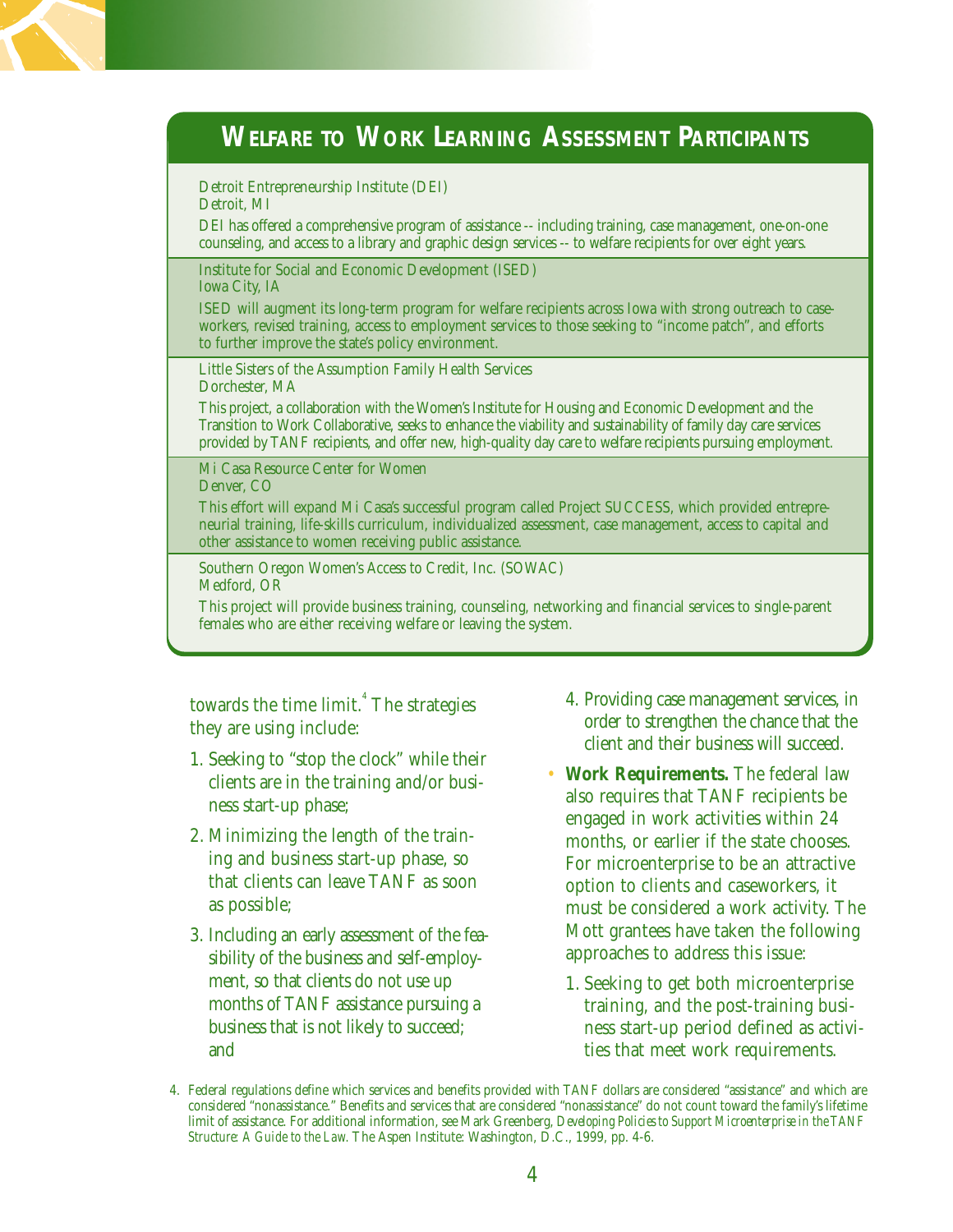## Welfare to Work Learning Assessment Participants

Detroit Entrepreneurship Institute (DEI)
Detroit, MI

DEI has offered a comprehensive program of assistance -- including training, case management, one-on-one counseling, and access to a library and graphic design services -- to welfare recipients for over eight years.

Institute for Social and Economic Development (ISED)
Iowa City, IA

ISED will augment its long-term program for welfare recipients across Iowa with strong outreach to caseworkers, revised training, access to employment services to those seeking to "income patch", and efforts to further improve the state's policy environment.

Little Sisters of the Assumption Family Health Services
Dorchester, MA

This project, a collaboration with the Women's Institute for Housing and Economic Development and the Transition to Work Collaborative, seeks to enhance the viability and sustainability of family day care services provided by TANF recipients, and offer new, high-quality day care to welfare recipients pursuing employment.

Mi Casa Resource Center for Women
Denver, CO

This effort will expand Mi Casa's successful program called Project SUCCESS, which provided entrepreneurial training, life-skills curriculum, individualized assessment, case management, access to capital and other assistance to women receiving public assistance.

Southern Oregon Women's Access to Credit, Inc. (SOWAC)
Medford, OR

This project will provide business training, counseling, networking and financial services to single-parent females who are either receiving welfare or leaving the system.

towards the time limit.[4] The strategies they are using include:

1. Seeking to "stop the clock" while their clients are in the training and/or business start-up phase;
2. Minimizing the length of the training and business start-up phase, so that clients can leave TANF as soon as possible;
3. Including an early assessment of the feasibility of the business and self-employment, so that clients do not use up months of TANF assistance pursuing a business that is not likely to succeed; and
4. Providing case management services, in order to strengthen the chance that the client and their business will succeed.

- **Work Requirements.** The federal law also requires that TANF recipients be engaged in work activities within 24 months, or earlier if the state chooses. For microenterprise to be an attractive option to clients and caseworkers, it must be considered a work activity. The Mott grantees have taken the following approaches to address this issue:
  1. Seeking to get both microenterprise training, and the post-training business start-up period defined as activities that meet work requirements.

4. Federal regulations define which services and benefits provided with TANF dollars are considered "assistance" and which are considered "nonassistance." Benefits and services that are considered "nonassistance" do not count toward the family's lifetime limit of assistance. For additional information, see Mark Greenberg, *Developing Policies to Support Microenterprise in the TANF Structure: A Guide to the Law.* The Aspen Institute: Washington, D.C., 1999, pp. 4-6.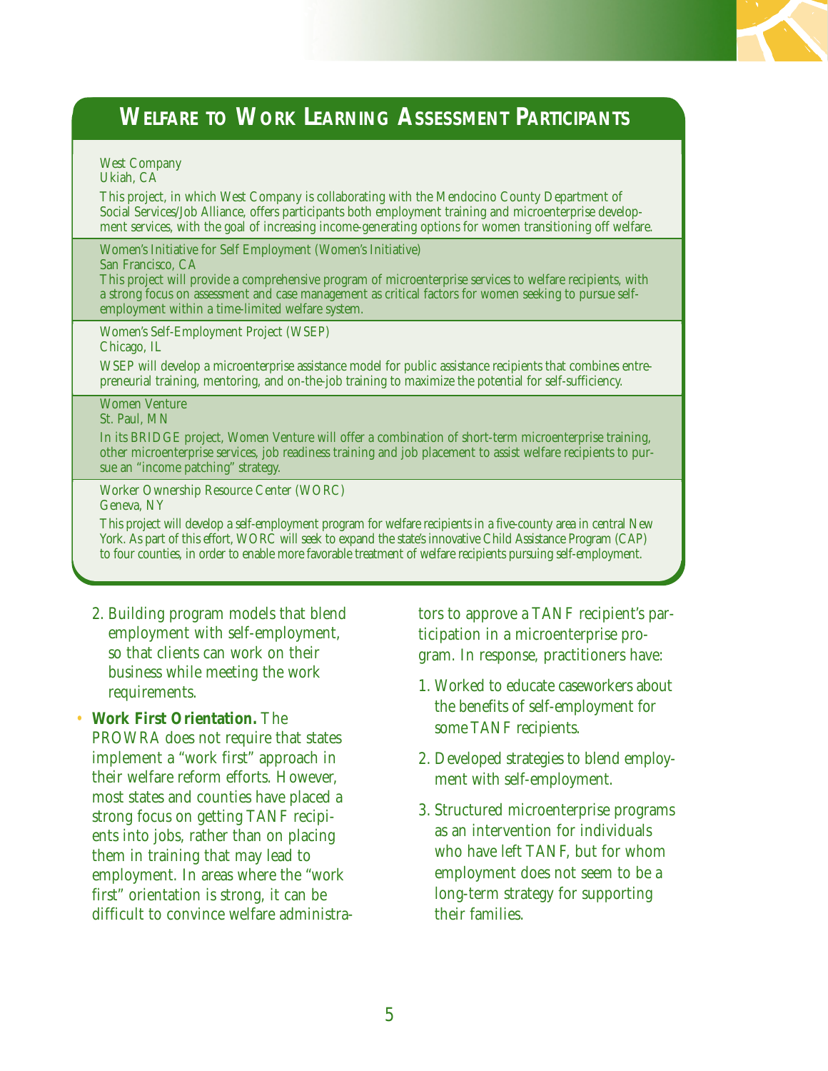## Welfare to Work Learning Assessment Participants

West Company
Ukiah, CA

This project, in which West Company is collaborating with the Mendocino County Department of Social Services/Job Alliance, offers participants both employment training and microenterprise development services, with the goal of increasing income-generating options for women transitioning off welfare.

Women's Initiative for Self Employment (Women's Initiative)
San Francisco, CA

This project will provide a comprehensive program of microenterprise services to welfare recipients, with a strong focus on assessment and case management as critical factors for women seeking to pursue self-employment within a time-limited welfare system.

Women's Self-Employment Project (WSEP)
Chicago, IL

WSEP will develop a microenterprise assistance model for public assistance recipients that combines entrepreneurial training, mentoring, and on-the-job training to maximize the potential for self-sufficiency.

Women Venture
St. Paul, MN

In its BRIDGE project, Women Venture will offer a combination of short-term microenterprise training, other microenterprise services, job readiness training and job placement to assist welfare recipients to pursue an "income patching" strategy.

Worker Ownership Resource Center (WORC)
Geneva, NY

This project will develop a self-employment program for welfare recipients in a five-county area in central New York. As part of this effort, WORC will seek to expand the state's innovative Child Assistance Program (CAP) to four counties, in order to enable more favorable treatment of welfare recipients pursuing self-employment.

2. Building program models that blend employment with self-employment, so that clients can work on their business while meeting the work requirements.

- **Work First Orientation.** The PROWRA does not require that states implement a "work first" approach in their welfare reform efforts. However, most states and counties have placed a strong focus on getting TANF recipients into jobs, rather than on placing them in training that may lead to employment. In areas where the "work first" orientation is strong, it can be difficult to convince welfare administrators to approve a TANF recipient's participation in a microenterprise program. In response, practitioners have:

1. Worked to educate caseworkers about the benefits of self-employment for some TANF recipients.
2. Developed strategies to blend employment with self-employment.
3. Structured microenterprise programs as an intervention for individuals who have left TANF, but for whom employment does not seem to be a long-term strategy for supporting their families.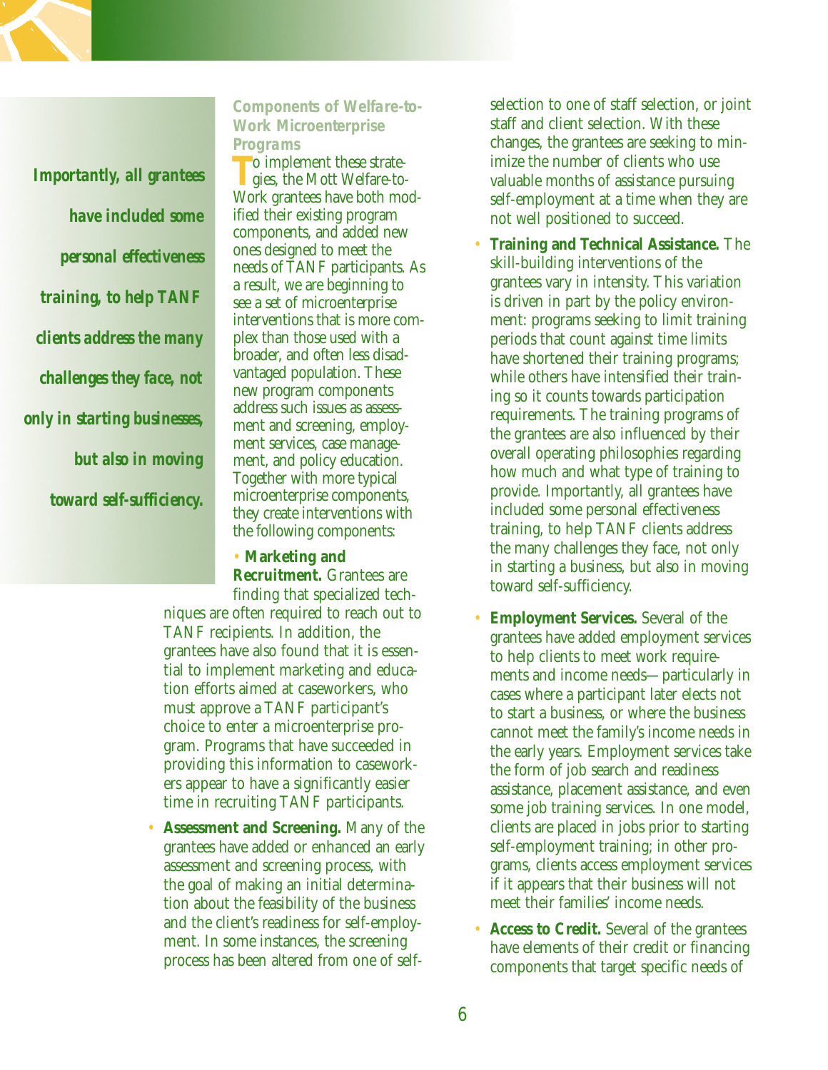*Importantly, all grantees have included some personal effectiveness training, to help TANF clients address the many challenges they face, not only in starting businesses, but also in moving toward self-sufficiency.*

### Components of Welfare-to-Work Microenterprise Programs

To implement these strategies, the Mott Welfare-to-Work grantees have both modified their existing program components, and added new ones designed to meet the needs of TANF participants. As a result, we are beginning to see a set of microenterprise interventions that is more complex than those used with a broader, and often less disadvantaged population. These new program components address such issues as assessment and screening, employment services, case management, and policy education. Together with more typical microenterprise components, they create interventions with the following components:

- **Marketing and Recruitment.** Grantees are finding that specialized techniques are often required to reach out to TANF recipients. In addition, the grantees have also found that it is essential to implement marketing and education efforts aimed at caseworkers, who must approve a TANF participant's choice to enter a microenterprise program. Programs that have succeeded in providing this information to caseworkers appear to have a significantly easier time in recruiting TANF participants.

- **Assessment and Screening.** Many of the grantees have added or enhanced an early assessment and screening process, with the goal of making an initial determination about the feasibility of the business and the client's readiness for self-employment. In some instances, the screening process has been altered from one of self-selection to one of staff selection, or joint staff and client selection. With these changes, the grantees are seeking to minimize the number of clients who use valuable months of assistance pursuing self-employment at a time when they are not well positioned to succeed.

- **Training and Technical Assistance.** The skill-building interventions of the grantees vary in intensity. This variation is driven in part by the policy environment: programs seeking to limit training periods that count against time limits have shortened their training programs; while others have intensified their training so it counts towards participation requirements. The training programs of the grantees are also influenced by their overall operating philosophies regarding how much and what type of training to provide. Importantly, all grantees have included some personal effectiveness training, to help TANF clients address the many challenges they face, not only in starting a business, but also in moving toward self-sufficiency.

- **Employment Services.** Several of the grantees have added employment services to help clients to meet work requirements and income needs—particularly in cases where a participant later elects not to start a business, or where the business cannot meet the family's income needs in the early years. Employment services take the form of job search and readiness assistance, placement assistance, and even some job training services. In one model, clients are placed in jobs prior to starting self-employment training; in other programs, clients access employment services if it appears that their business will not meet their families' income needs.

- **Access to Credit.** Several of the grantees have elements of their credit or financing components that target specific needs of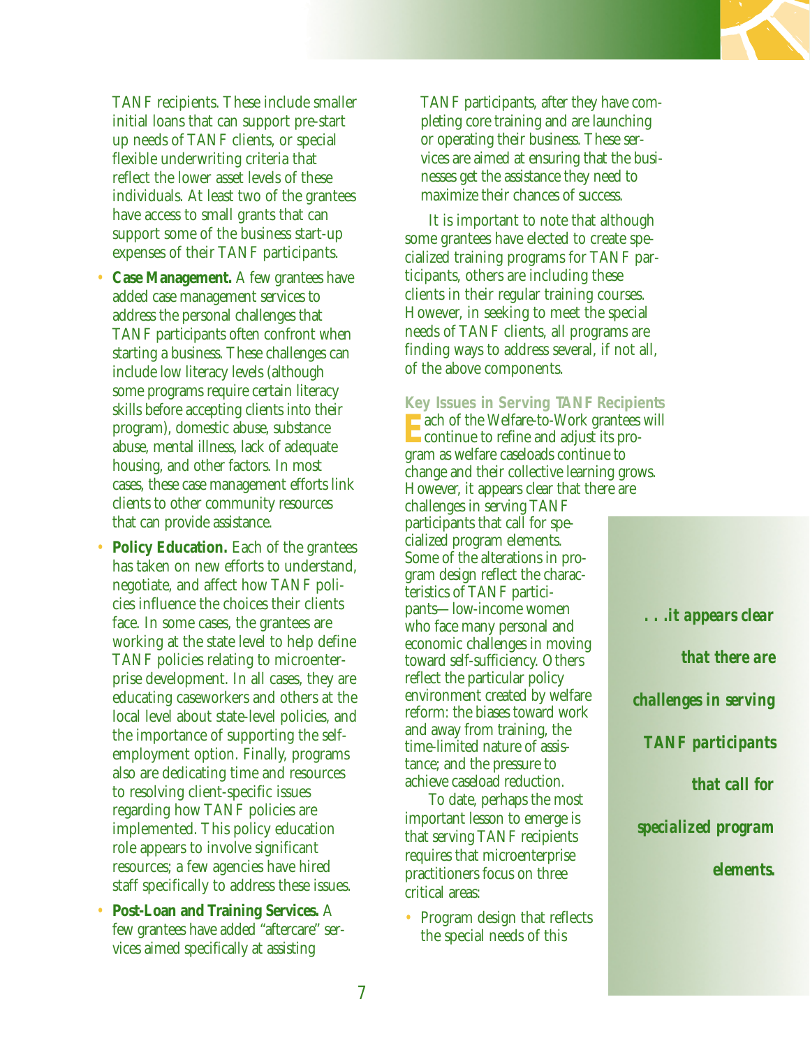TANF recipients. These include smaller initial loans that can support pre-start up needs of TANF clients, or special flexible underwriting criteria that reflect the lower asset levels of these individuals. At least two of the grantees have access to small grants that can support some of the business start-up expenses of their TANF participants.

- **Case Management.** A few grantees have added case management services to address the personal challenges that TANF participants often confront when starting a business. These challenges can include low literacy levels (although some programs require certain literacy skills before accepting clients into their program), domestic abuse, substance abuse, mental illness, lack of adequate housing, and other factors. In most cases, these case management efforts link clients to other community resources that can provide assistance.
- **Policy Education.** Each of the grantees has taken on new efforts to understand, negotiate, and affect how TANF policies influence the choices their clients face. In some cases, the grantees are working at the state level to help define TANF policies relating to microenterprise development. In all cases, they are educating caseworkers and others at the local level about state-level policies, and the importance of supporting the self-employment option. Finally, programs also are dedicating time and resources to resolving client-specific issues regarding how TANF policies are implemented. This policy education role appears to involve significant resources; a few agencies have hired staff specifically to address these issues.
- **Post-Loan and Training Services.** A few grantees have added "aftercare" services aimed specifically at assisting TANF participants, after they have completing core training and are launching or operating their business. These services are aimed at ensuring that the businesses get the assistance they need to maximize their chances of success.

It is important to note that although some grantees have elected to create specialized training programs for TANF participants, others are including these clients in their regular training courses. However, in seeking to meet the special needs of TANF clients, all programs are finding ways to address several, if not all, of the above components.

### Key Issues in Serving TANF Recipients

Each of the Welfare-to-Work grantees will continue to refine and adjust its program as welfare caseloads continue to change and their collective learning grows. However, it appears clear that there are challenges in serving TANF participants that call for specialized program elements. Some of the alterations in program design reflect the characteristics of TANF participants—low-income women who face many personal and economic challenges in moving toward self-sufficiency. Others reflect the particular policy environment created by welfare reform: the biases toward work and away from training, the time-limited nature of assistance; and the pressure to achieve caseload reduction.

*. . .it appears clear that there are challenges in serving TANF participants that call for specialized program elements.*

To date, perhaps the most important lesson to emerge is that serving TANF recipients requires that microenterprise practitioners focus on three critical areas:

- Program design that reflects the special needs of this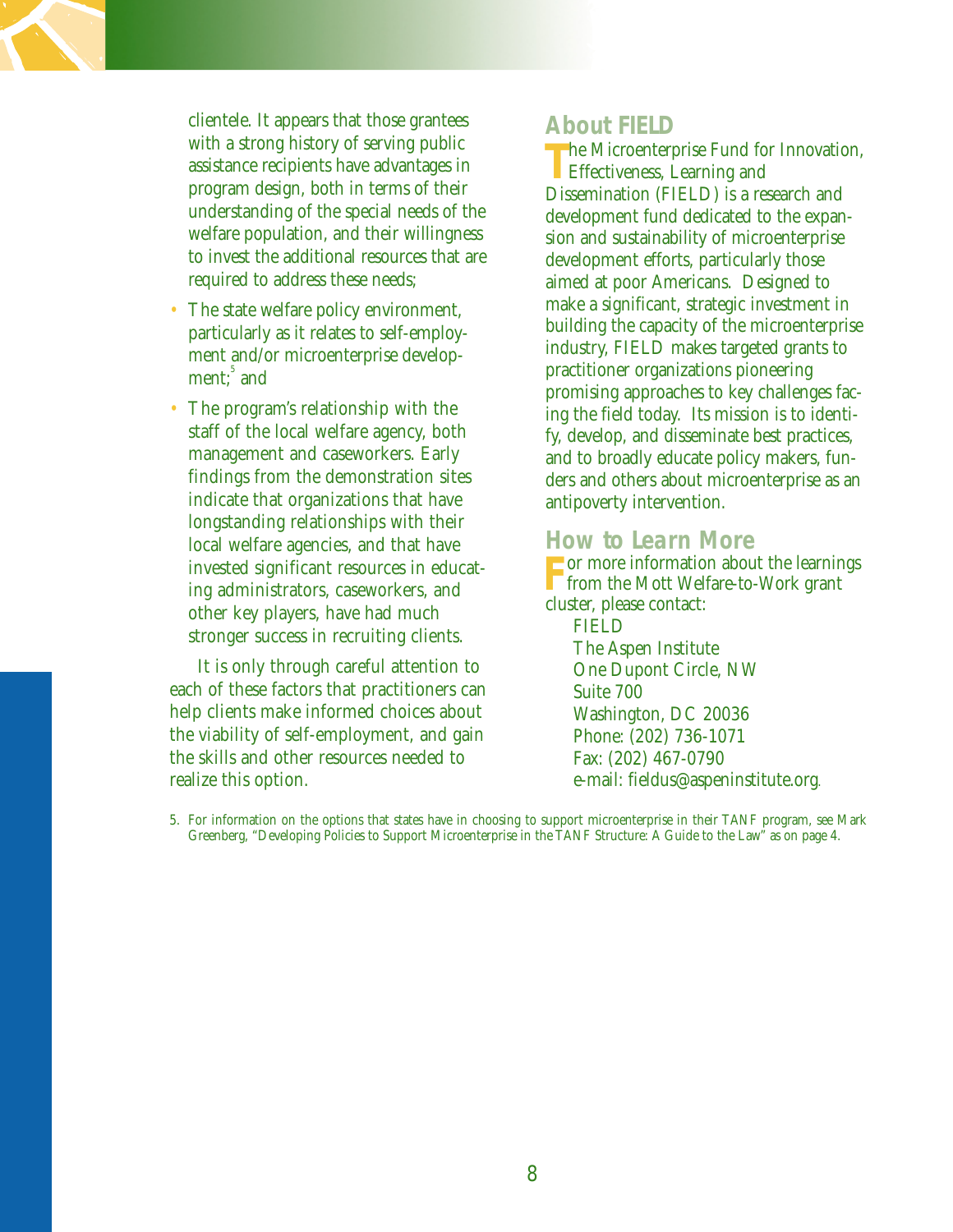clientele. It appears that those grantees with a strong history of serving public assistance recipients have advantages in program design, both in terms of their understanding of the special needs of the welfare population, and their willingness to invest the additional resources that are required to address these needs;

- The state welfare policy environment, particularly as it relates to self-employment and/or microenterprise development;[5] and
- The program's relationship with the staff of the local welfare agency, both management and caseworkers. Early findings from the demonstration sites indicate that organizations that have longstanding relationships with their local welfare agencies, and that have invested significant resources in educating administrators, caseworkers, and other key players, have had much stronger success in recruiting clients.

It is only through careful attention to each of these factors that practitioners can help clients make informed choices about the viability of self-employment, and gain the skills and other resources needed to realize this option.

## About FIELD

The Microenterprise Fund for Innovation, Effectiveness, Learning and Dissemination (FIELD) is a research and development fund dedicated to the expansion and sustainability of microenterprise development efforts, particularly those aimed at poor Americans. Designed to make a significant, strategic investment in building the capacity of the microenterprise industry, FIELD makes targeted grants to practitioner organizations pioneering promising approaches to key challenges facing the field today. Its mission is to identify, develop, and disseminate best practices, and to broadly educate policy makers, funders and others about microenterprise as an antipoverty intervention.

## How to Learn More

For more information about the learnings from the Mott Welfare-to-Work grant cluster, please contact:

FIELD
The Aspen Institute
One Dupont Circle, NW
Suite 700
Washington, DC 20036
Phone: (202) 736-1071
Fax: (202) 467-0790
e-mail: fieldus@aspeninstitute.org.

5. For information on the options that states have in choosing to support microenterprise in their TANF program, see Mark Greenberg, "Developing Policies to Support Microenterprise in the TANF Structure: A Guide to the Law" as on page 4.